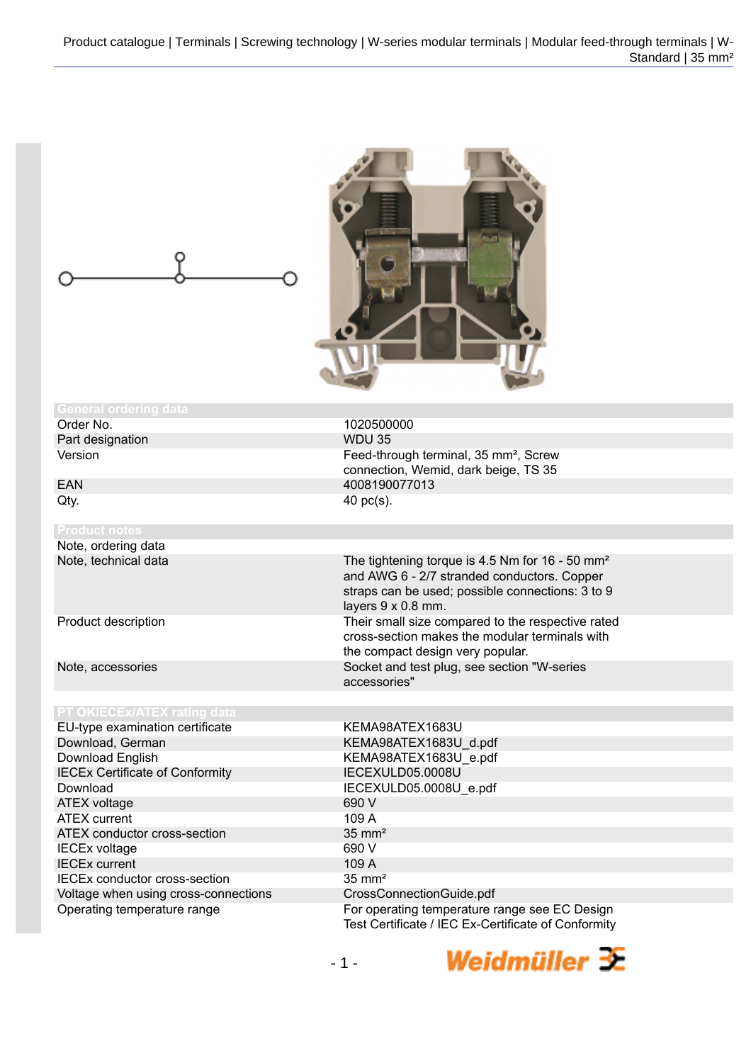Product catalogue | Terminals | Screwing technology | W-series modular terminals | Modular feed-through terminals | W-Standard | 35 mm²

## General ordering data

| | |
|---|---|
| Order No. | 1020500000 |
| Part designation | WDU 35 |
| Version | Feed-through terminal, 35 mm², Screw connection, Wemid, dark beige, TS 35 |
| EAN | 4008190077013 |
| Qty. | 40 pc(s). |

## Product notes

| | |
|---|---|
| Note, ordering data | |
| Note, technical data | The tightening torque is 4.5 Nm for 16 - 50 mm² and AWG 6 - 2/7 stranded conductors. Copper straps can be used; possible connections: 3 to 9 layers 9 x 0.8 mm. |
| Product description | Their small size compared to the respective rated cross-section makes the modular terminals with the compact design very popular. |
| Note, accessories | Socket and test plug, see section "W-series accessories" |

## PT OKIECEx/ATEX rating data

| | |
|---|---|
| EU-type examination certificate | KEMA98ATEX1683U |
| Download, German | KEMA98ATEX1683U_d.pdf |
| Download English | KEMA98ATEX1683U_e.pdf |
| IECEx Certificate of Conformity | IECEXULD05.0008U |
| Download | IECEXULD05.0008U_e.pdf |
| ATEX voltage | 690 V |
| ATEX current | 109 A |
| ATEX conductor cross-section | 35 mm² |
| IECEx voltage | 690 V |
| IECEx current | 109 A |
| IECEx conductor cross-section | 35 mm² |
| Voltage when using cross-connections | CrossConnectionGuide.pdf |
| Operating temperature range | For operating temperature range see EC Design Test Certificate / IEC Ex-Certificate of Conformity |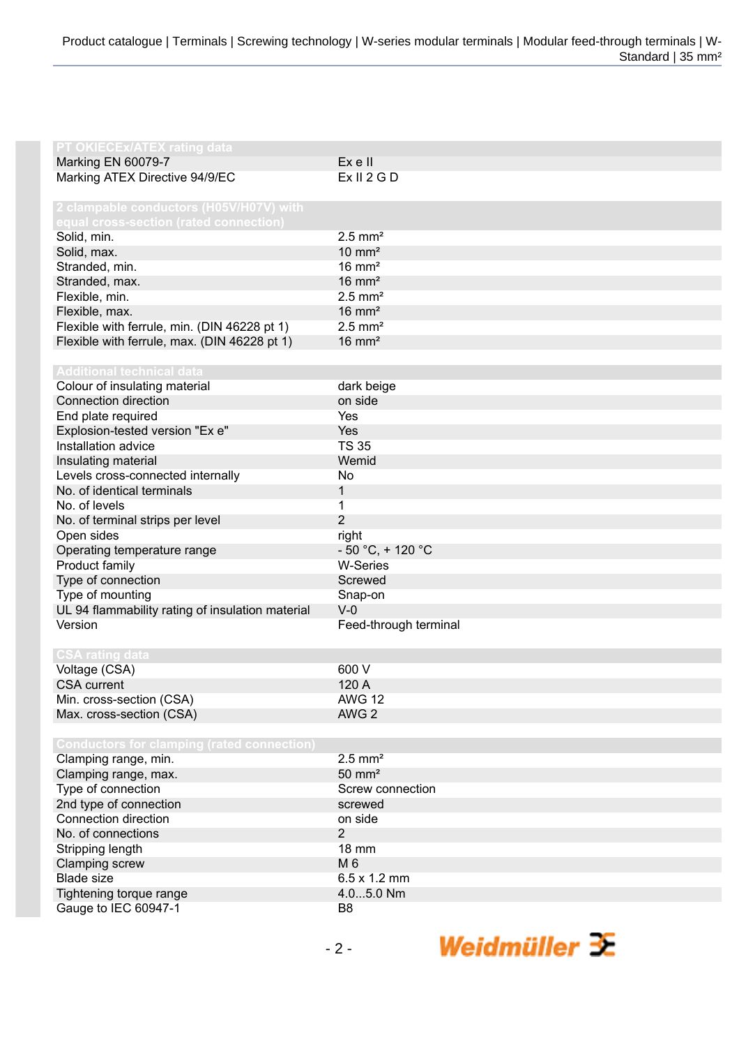| PT OKIECEx/ATEX rating data | |
|---|---|
| Marking EN 60079-7 | Ex e II |
| Marking ATEX Directive 94/9/EC | Ex II 2 G D |

| 2 clampable conductors (H05V/H07V) with equal cross-section (rated connection) | |
|---|---|
| Solid, min. | 2.5 mm² |
| Solid, max. | 10 mm² |
| Stranded, min. | 16 mm² |
| Stranded, max. | 16 mm² |
| Flexible, min. | 2.5 mm² |
| Flexible, max. | 16 mm² |
| Flexible with ferrule, min. (DIN 46228 pt 1) | 2.5 mm² |
| Flexible with ferrule, max. (DIN 46228 pt 1) | 16 mm² |

| Additional technical data | |
|---|---|
| Colour of insulating material | dark beige |
| Connection direction | on side |
| End plate required | Yes |
| Explosion-tested version "Ex e" | Yes |
| Installation advice | TS 35 |
| Insulating material | Wemid |
| Levels cross-connected internally | No |
| No. of identical terminals | 1 |
| No. of levels | 1 |
| No. of terminal strips per level | 2 |
| Open sides | right |
| Operating temperature range | - 50 °C, + 120 °C |
| Product family | W-Series |
| Type of connection | Screwed |
| Type of mounting | Snap-on |
| UL 94 flammability rating of insulation material | V-0 |
| Version | Feed-through terminal |

| CSA rating data | |
|---|---|
| Voltage (CSA) | 600 V |
| CSA current | 120 A |
| Min. cross-section (CSA) | AWG 12 |
| Max. cross-section (CSA) | AWG 2 |

| Conductors for clamping (rated connection) | |
|---|---|
| Clamping range, min. | 2.5 mm² |
| Clamping range, max. | 50 mm² |
| Type of connection | Screw connection |
| 2nd type of connection | screwed |
| Connection direction | on side |
| No. of connections | 2 |
| Stripping length | 18 mm |
| Clamping screw | M 6 |
| Blade size | 6.5 x 1.2 mm |
| Tightening torque range | 4.0...5.0 Nm |
| Gauge to IEC 60947-1 | B8 |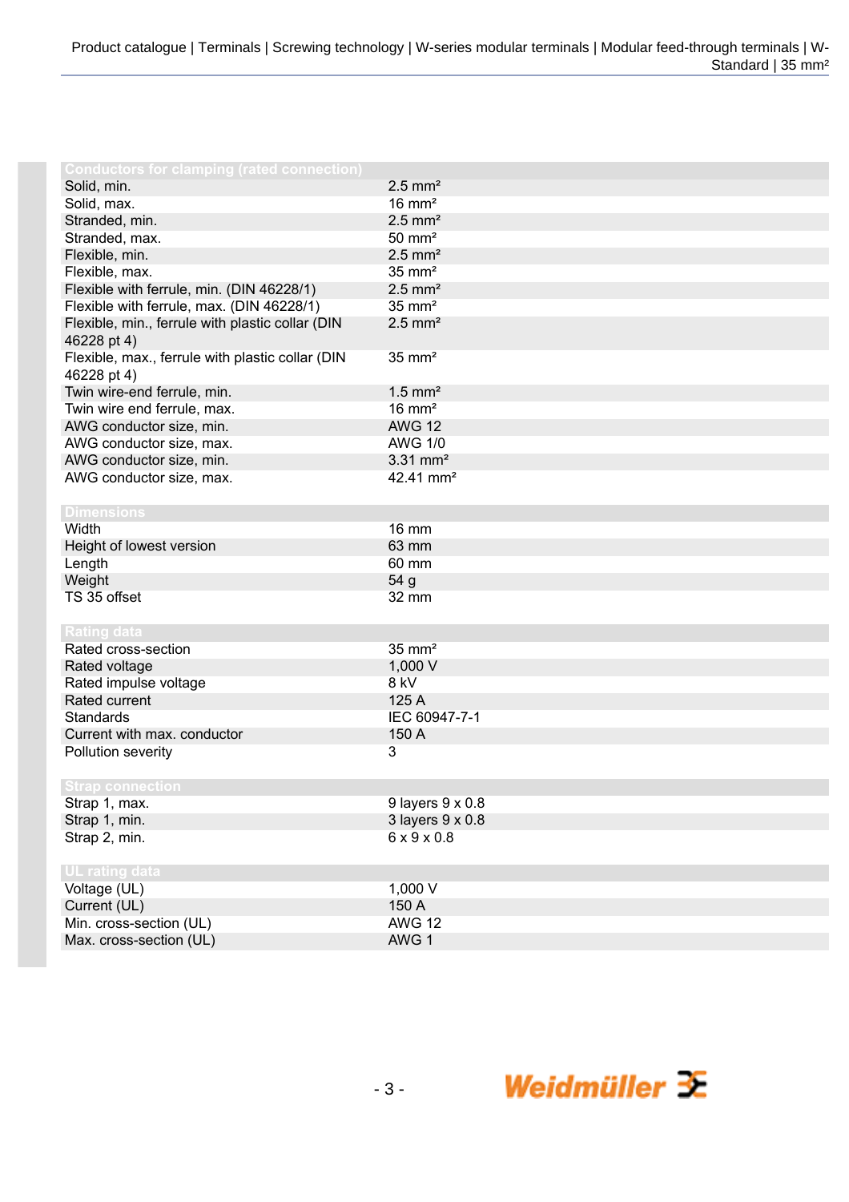### Conductors for clamping (rated connection)

| | |
|---|---|
| Solid, min. | 2.5 mm² |
| Solid, max. | 16 mm² |
| Stranded, min. | 2.5 mm² |
| Stranded, max. | 50 mm² |
| Flexible, min. | 2.5 mm² |
| Flexible, max. | 35 mm² |
| Flexible with ferrule, min. (DIN 46228/1) | 2.5 mm² |
| Flexible with ferrule, max. (DIN 46228/1) | 35 mm² |
| Flexible, min., ferrule with plastic collar (DIN 46228 pt 4) | 2.5 mm² |
| Flexible, max., ferrule with plastic collar (DIN 46228 pt 4) | 35 mm² |
| Twin wire-end ferrule, min. | 1.5 mm² |
| Twin wire end ferrule, max. | 16 mm² |
| AWG conductor size, min. | AWG 12 |
| AWG conductor size, max. | AWG 1/0 |
| AWG conductor size, min. | 3.31 mm² |
| AWG conductor size, max. | 42.41 mm² |

### Dimensions

| | |
|---|---|
| Width | 16 mm |
| Height of lowest version | 63 mm |
| Length | 60 mm |
| Weight | 54 g |
| TS 35 offset | 32 mm |

### Rating data

| | |
|---|---|
| Rated cross-section | 35 mm² |
| Rated voltage | 1,000 V |
| Rated impulse voltage | 8 kV |
| Rated current | 125 A |
| Standards | IEC 60947-7-1 |
| Current with max. conductor | 150 A |
| Pollution severity | 3 |

### Strap connection

| | |
|---|---|
| Strap 1, max. | 9 layers 9 x 0.8 |
| Strap 1, min. | 3 layers 9 x 0.8 |
| Strap 2, min. | 6 x 9 x 0.8 |

### UL rating data

| | |
|---|---|
| Voltage (UL) | 1,000 V |
| Current (UL) | 150 A |
| Min. cross-section (UL) | AWG 12 |
| Max. cross-section (UL) | AWG 1 |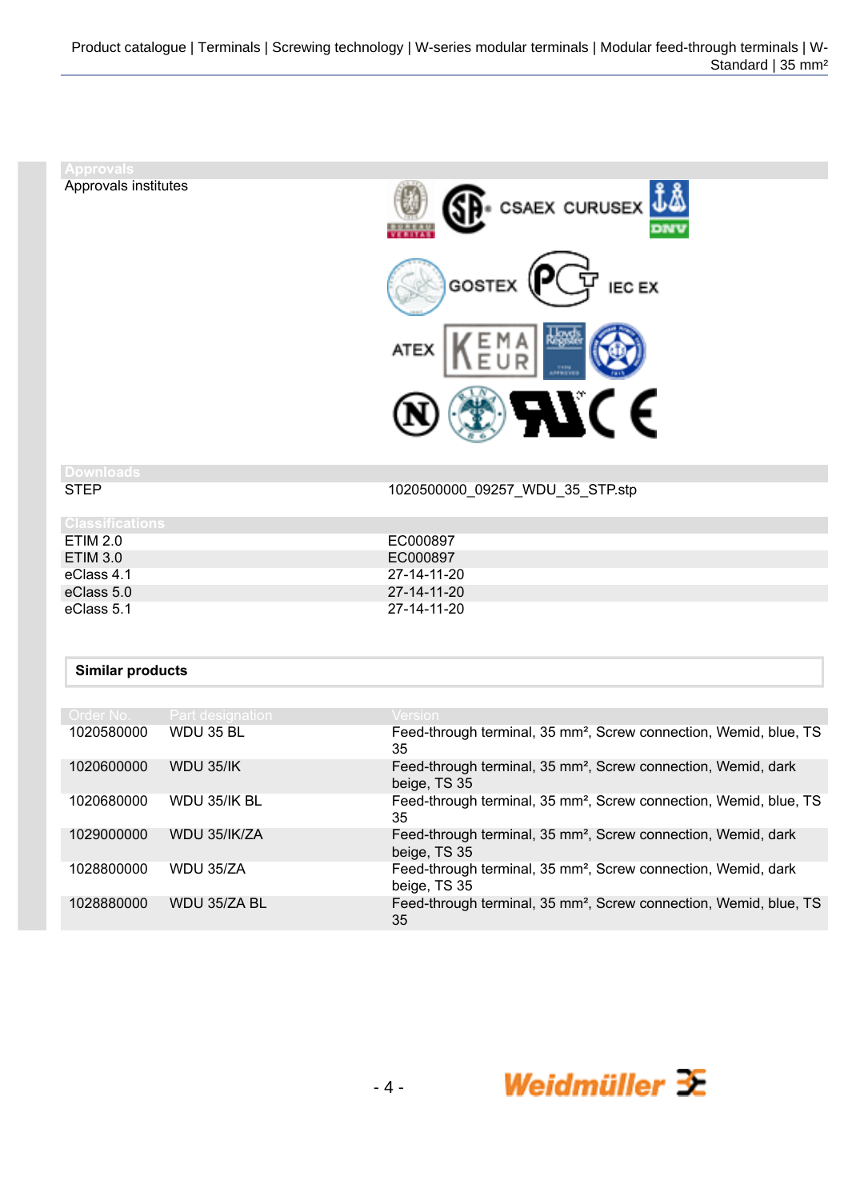## Approvals

| | |
|---|---|
| Approvals institutes | CSAEX CURUSEX GOSTEX IEC EX ATEX |

## Downloads

| | |
|---|---|
| STEP | 1020500000_09257_WDU_35_STP.stp |

## Classifications

| | |
|---|---|
| ETIM 2.0 | EC000897 |
| ETIM 3.0 | EC000897 |
| eClass 4.1 | 27-14-11-20 |
| eClass 5.0 | 27-14-11-20 |
| eClass 5.1 | 27-14-11-20 |

## Similar products

| Order No. | Part designation | Version |
|---|---|---|
| 1020580000 | WDU 35 BL | Feed-through terminal, 35 mm², Screw connection, Wemid, blue, TS 35 |
| 1020600000 | WDU 35/IK | Feed-through terminal, 35 mm², Screw connection, Wemid, dark beige, TS 35 |
| 1020680000 | WDU 35/IK BL | Feed-through terminal, 35 mm², Screw connection, Wemid, blue, TS 35 |
| 1029000000 | WDU 35/IK/ZA | Feed-through terminal, 35 mm², Screw connection, Wemid, dark beige, TS 35 |
| 1028800000 | WDU 35/ZA | Feed-through terminal, 35 mm², Screw connection, Wemid, dark beige, TS 35 |
| 1028880000 | WDU 35/ZA BL | Feed-through terminal, 35 mm², Screw connection, Wemid, blue, TS 35 |